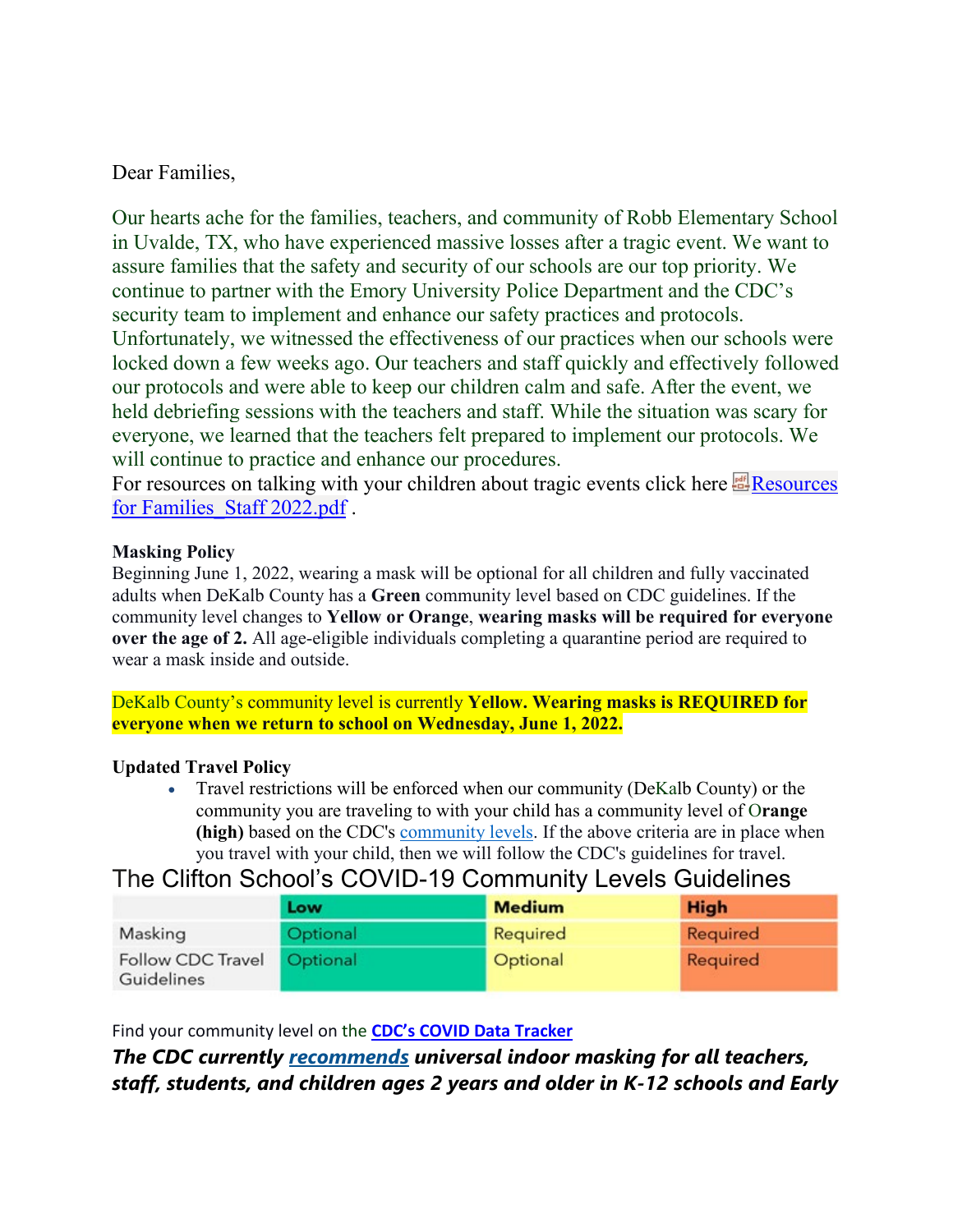Dear Families,

Our hearts ache for the families, teachers, and community of Robb Elementary School in Uvalde, TX, who have experienced massive losses after a tragic event. We want to assure families that the safety and security of our schools are our top priority. We continue to partner with the Emory University Police Department and the CDC's security team to implement and enhance our safety practices and protocols. Unfortunately, we witnessed the effectiveness of our practices when our schools were locked down a few weeks ago. Our teachers and staff quickly and effectively followed our protocols and were able to keep our children calm and safe. After the event, we held debriefing sessions with the teachers and staff. While the situation was scary for everyone, we learned that the teachers felt prepared to implement our protocols. We will continue to practice and enhance our procedures.
For resources on talking with your children about tragic events click here Resources for Families_Staff 2022.pdf .

**Masking Policy**
Beginning June 1, 2022, wearing a mask will be optional for all children and fully vaccinated adults when DeKalb County has a **Green** community level based on CDC guidelines. If the community level changes to **Yellow or Orange**, **wearing masks will be required for everyone over the age of 2.** All age-eligible individuals completing a quarantine period are required to wear a mask inside and outside.

DeKalb County's community level is currently **Yellow. Wearing masks is REQUIRED for everyone when we return to school on Wednesday, June 1, 2022.**

**Updated Travel Policy**

- Travel restrictions will be enforced when our community (DeKalb County) or the community you are traveling to with your child has a community level of **Orange (high)** based on the CDC's community levels. If the above criteria are in place when you travel with your child, then we will follow the CDC's guidelines for travel.

## The Clifton School's COVID-19 Community Levels Guidelines

| | Low | Medium | High |
|---|---|---|---|
| Masking | Optional | Required | Required |
| Follow CDC Travel Guidelines | Optional | Optional | Required |

Find your community level on the **CDC's COVID Data Tracker**

***The CDC currently recommends universal indoor masking for all teachers, staff, students, and children ages 2 years and older in K-12 schools and Early***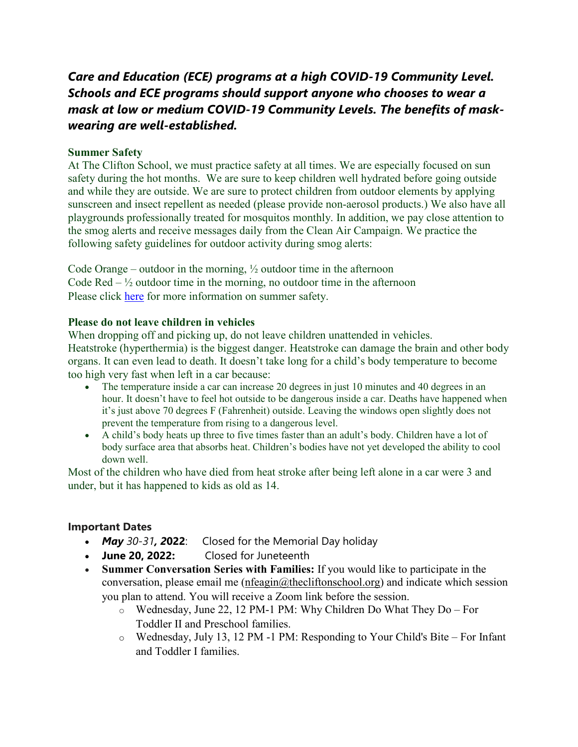***Care and Education (ECE) programs at a high COVID-19 Community Level. Schools and ECE programs should support anyone who chooses to wear a mask at low or medium COVID-19 Community Levels. The benefits of mask-wearing are well-established.***

**Summer Safety**

At The Clifton School, we must practice safety at all times. We are especially focused on sun safety during the hot months. We are sure to keep children well hydrated before going outside and while they are outside. We are sure to protect children from outdoor elements by applying sunscreen and insect repellent as needed (please provide non-aerosol products.) We also have all playgrounds professionally treated for mosquitos monthly. In addition, we pay close attention to the smog alerts and receive messages daily from the Clean Air Campaign. We practice the following safety guidelines for outdoor activity during smog alerts:

Code Orange – outdoor in the morning, ½ outdoor time in the afternoon
Code Red – ½ outdoor time in the morning, no outdoor time in the afternoon
Please click here for more information on summer safety.

**Please do not leave children in vehicles**

When dropping off and picking up, do not leave children unattended in vehicles.
Heatstroke (hyperthermia) is the biggest danger. Heatstroke can damage the brain and other body organs. It can even lead to death. It doesn't take long for a child's body temperature to become too high very fast when left in a car because:

- The temperature inside a car can increase 20 degrees in just 10 minutes and 40 degrees in an hour. It doesn't have to feel hot outside to be dangerous inside a car. Deaths have happened when it's just above 70 degrees F (Fahrenheit) outside. Leaving the windows open slightly does not prevent the temperature from rising to a dangerous level.
- A child's body heats up three to five times faster than an adult's body. Children have a lot of body surface area that absorbs heat. Children's bodies have not yet developed the ability to cool down well.

Most of the children who have died from heat stroke after being left alone in a car were 3 and under, but it has happened to kids as old as 14.

**Important Dates**

- ***May** 30-31**, 2022***: Closed for the Memorial Day holiday
- **June 20, 2022:** Closed for Juneteenth
- **Summer Conversation Series with Families:** If you would like to participate in the conversation, please email me (nfeagin@thecliftonschool.org) and indicate which session you plan to attend. You will receive a Zoom link before the session.
  - Wednesday, June 22, 12 PM-1 PM: Why Children Do What They Do – For Toddler II and Preschool families.
  - Wednesday, July 13, 12 PM -1 PM: Responding to Your Child's Bite – For Infant and Toddler I families.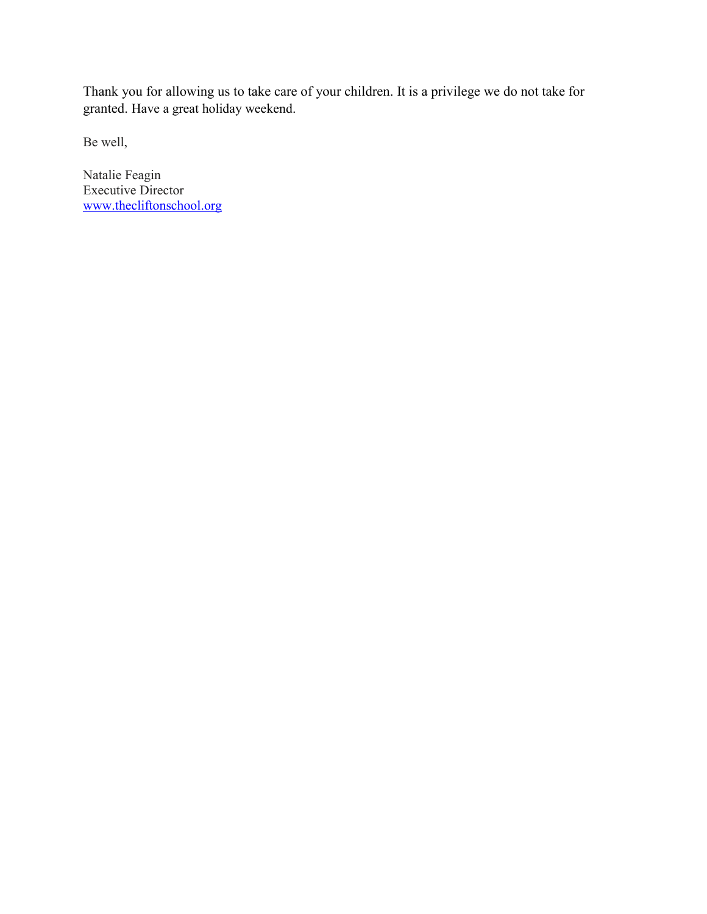Thank you for allowing us to take care of your children. It is a privilege we do not take for granted. Have a great holiday weekend.

Be well,

Natalie Feagin  
Executive Director  
www.thecliftonschool.org